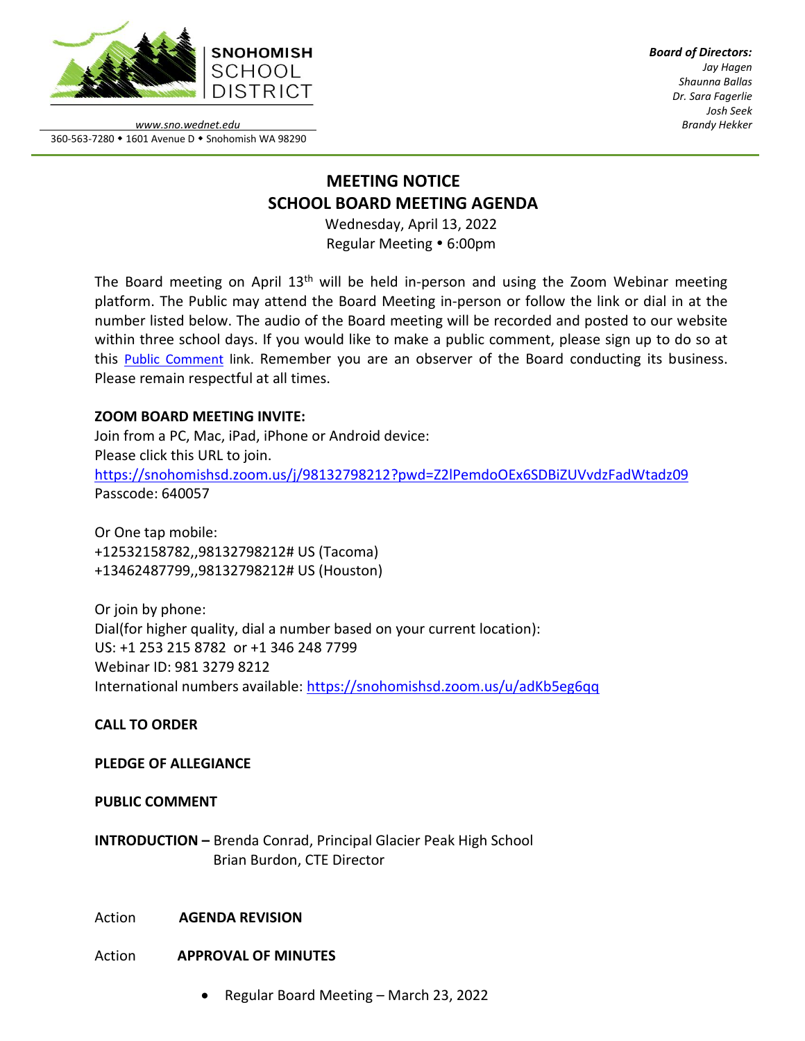**SNOHOMISH SCHOOL DISTRICT**

www.sno.wednet.edu
360-563-7280 • 1601 Avenue D • Snohomish WA 98290

***Board of Directors:***
*Jay Hagen*
*Shaunna Ballas*
*Dr. Sara Fagerlie*
*Josh Seek*
*Brandy Hekker*

# MEETING NOTICE
# SCHOOL BOARD MEETING AGENDA

Wednesday, April 13, 2022
Regular Meeting • 6:00pm

The Board meeting on April 13th will be held in-person and using the Zoom Webinar meeting platform. The Public may attend the Board Meeting in-person or follow the link or dial in at the number listed below. The audio of the Board meeting will be recorded and posted to our website within three school days. If you would like to make a public comment, please sign up to do so at this Public Comment link. Remember you are an observer of the Board conducting its business. Please remain respectful at all times.

**ZOOM BOARD MEETING INVITE:**
Join from a PC, Mac, iPad, iPhone or Android device:
Please click this URL to join.
https://snohomishsd.zoom.us/j/98132798212?pwd=Z2lPemdoOEx6SDBiZUVvdzFadWtadz09
Passcode: 640057

Or One tap mobile:
+12532158782,,98132798212# US (Tacoma)
+13462487799,,98132798212# US (Houston)

Or join by phone:
Dial(for higher quality, dial a number based on your current location):
US: +1 253 215 8782 or +1 346 248 7799
Webinar ID: 981 3279 8212
International numbers available: https://snohomishsd.zoom.us/u/adKb5eg6qq

**CALL TO ORDER**

**PLEDGE OF ALLEGIANCE**

**PUBLIC COMMENT**

**INTRODUCTION –** Brenda Conrad, Principal Glacier Peak High School
Brian Burdon, CTE Director

Action **AGENDA REVISION**

Action **APPROVAL OF MINUTES**

- Regular Board Meeting – March 23, 2022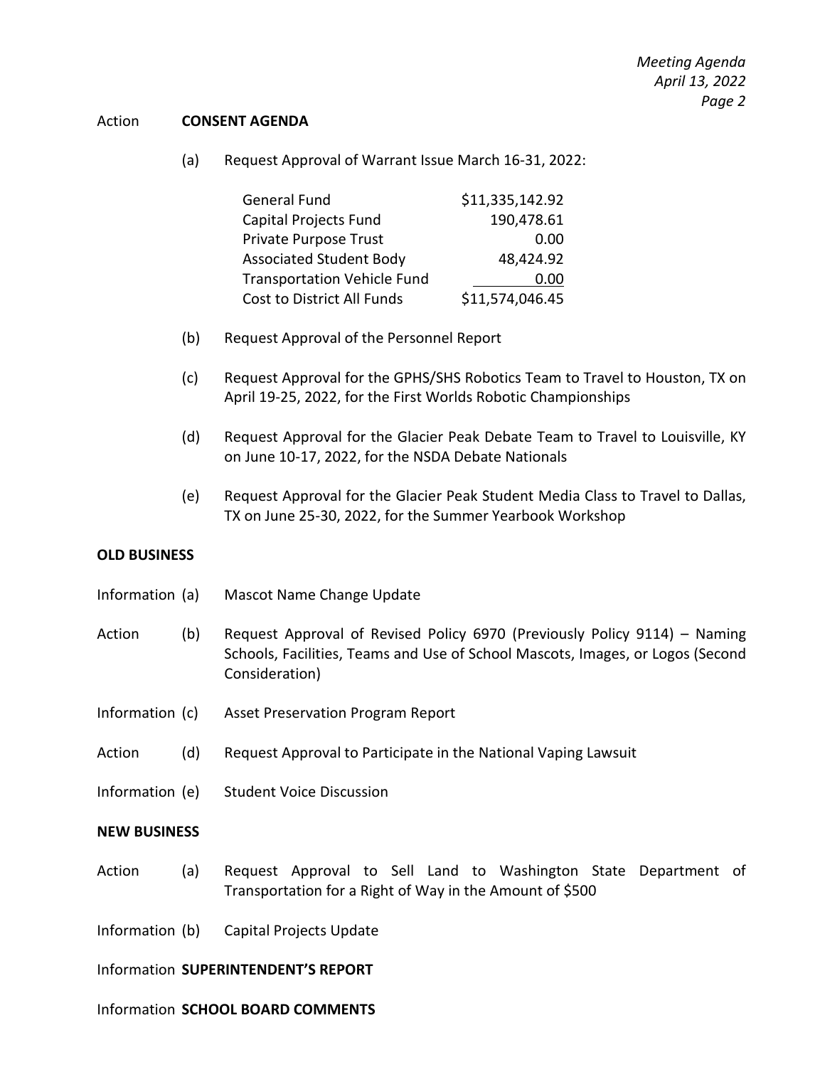Action **CONSENT AGENDA**

(a) Request Approval of Warrant Issue March 16-31, 2022:

| | |
|---|---:|
| General Fund | $11,335,142.92 |
| Capital Projects Fund | 190,478.61 |
| Private Purpose Trust | 0.00 |
| Associated Student Body | 48,424.92 |
| Transportation Vehicle Fund | 0.00 |
| Cost to District All Funds | $11,574,046.45 |

(b) Request Approval of the Personnel Report

(c) Request Approval for the GPHS/SHS Robotics Team to Travel to Houston, TX on April 19-25, 2022, for the First Worlds Robotic Championships

(d) Request Approval for the Glacier Peak Debate Team to Travel to Louisville, KY on June 10-17, 2022, for the NSDA Debate Nationals

(e) Request Approval for the Glacier Peak Student Media Class to Travel to Dallas, TX on June 25-30, 2022, for the Summer Yearbook Workshop

**OLD BUSINESS**

Information (a) Mascot Name Change Update

Action (b) Request Approval of Revised Policy 6970 (Previously Policy 9114) – Naming Schools, Facilities, Teams and Use of School Mascots, Images, or Logos (Second Consideration)

Information (c) Asset Preservation Program Report

Action (d) Request Approval to Participate in the National Vaping Lawsuit

Information (e) Student Voice Discussion

**NEW BUSINESS**

Action (a) Request Approval to Sell Land to Washington State Department of Transportation for a Right of Way in the Amount of $500

Information (b) Capital Projects Update

Information **SUPERINTENDENT'S REPORT**

Information **SCHOOL BOARD COMMENTS**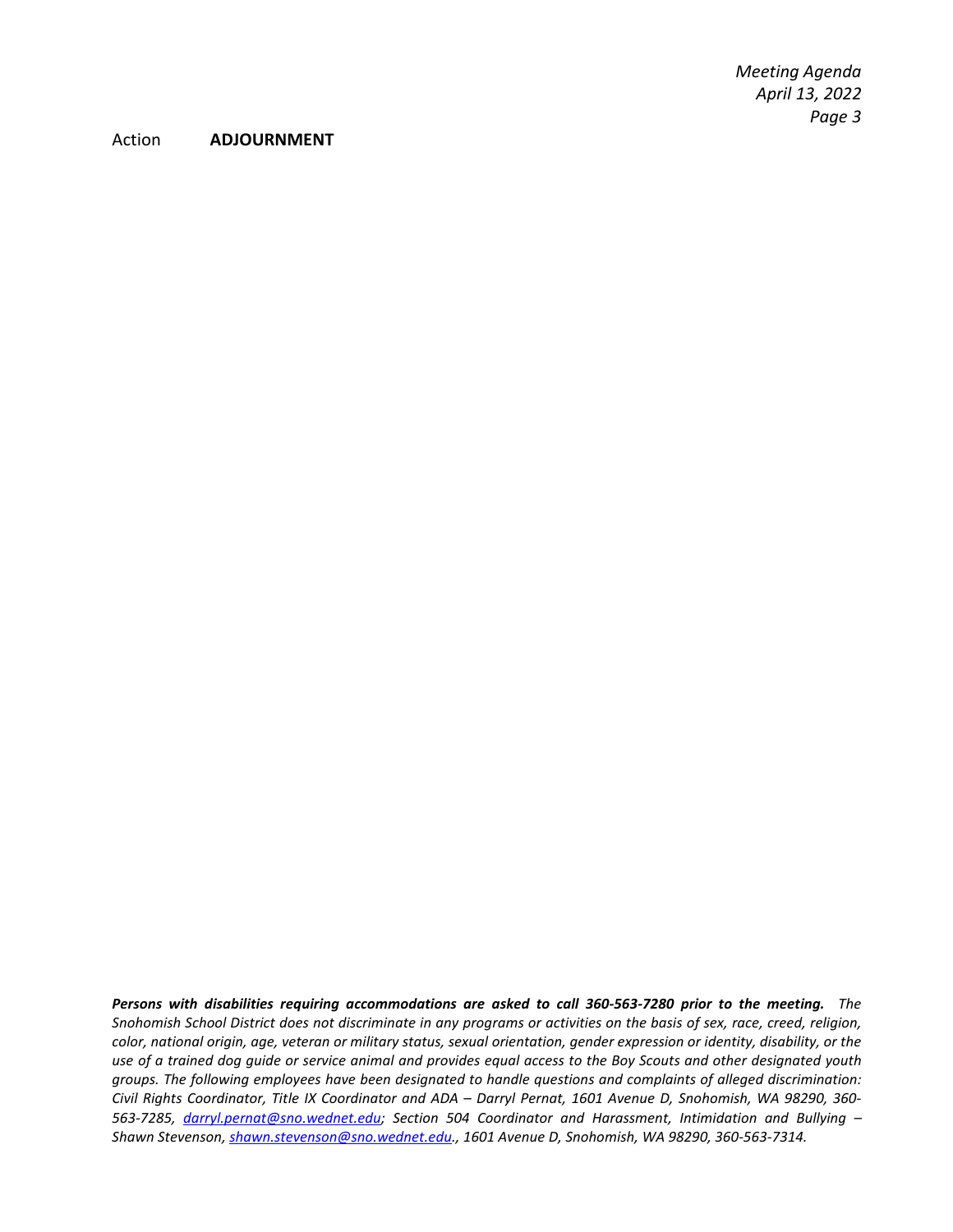Action **ADJOURNMENT**

***Persons with disabilities requiring accommodations are asked to call 360-563-7280 prior to the meeting.*** *The Snohomish School District does not discriminate in any programs or activities on the basis of sex, race, creed, religion, color, national origin, age, veteran or military status, sexual orientation, gender expression or identity, disability, or the use of a trained dog guide or service animal and provides equal access to the Boy Scouts and other designated youth groups. The following employees have been designated to handle questions and complaints of alleged discrimination: Civil Rights Coordinator, Title IX Coordinator and ADA – Darryl Pernat, 1601 Avenue D, Snohomish, WA 98290, 360-563-7285, darryl.pernat@sno.wednet.edu; Section 504 Coordinator and Harassment, Intimidation and Bullying – Shawn Stevenson, shawn.stevenson@sno.wednet.edu., 1601 Avenue D, Snohomish, WA 98290, 360-563-7314.*